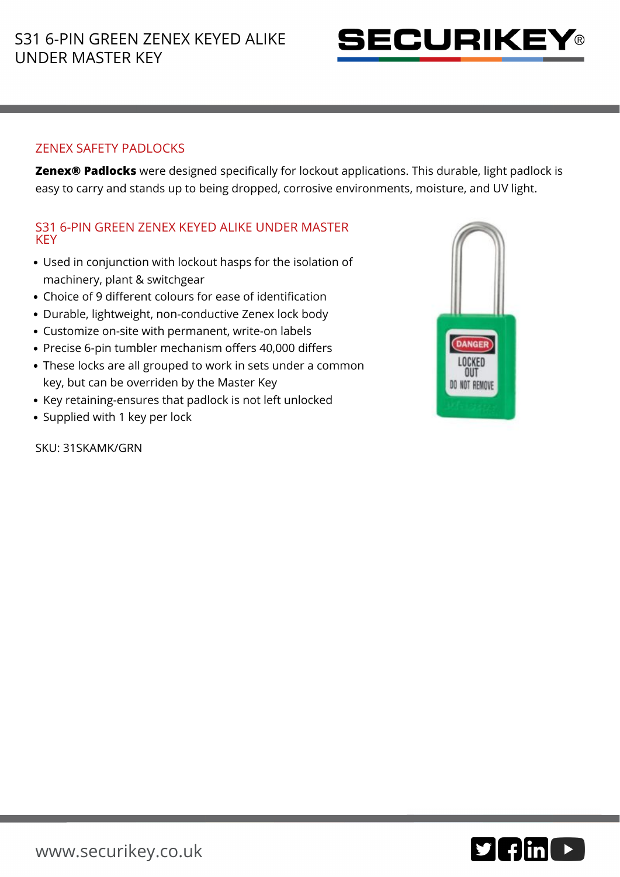# S31 6-PIN GREEN ZENEX KEYED ALIKE UNDER MASTER KEY

## ZENEX SAFETY PADLOCKS

**Zenex® Padlocks** were designed specifically for lockout applications. This durable, light padlock is easy to carry and stands up to being dropped, corrosive environments, moisture, and UV light.

## S31 6-PIN GREEN ZENEX KEYED ALIKE UNDER MASTER KEY

- Used in conjunction with lockout hasps for the isolation of machinery, plant & switchgear
- Choice of 9 different colours for ease of identification
- Durable, lightweight, non-conductive Zenex lock body
- Customize on-site with permanent, write-on labels
- Precise 6-pin tumbler mechanism offers 40,000 differs
- These locks are all grouped to work in sets under a common key, but can be overriden by the Master Key
- Key retaining-ensures that padlock is not left unlocked
- Supplied with 1 key per lock

SKU: 31SKAMK/GRN

www.securikey.co.uk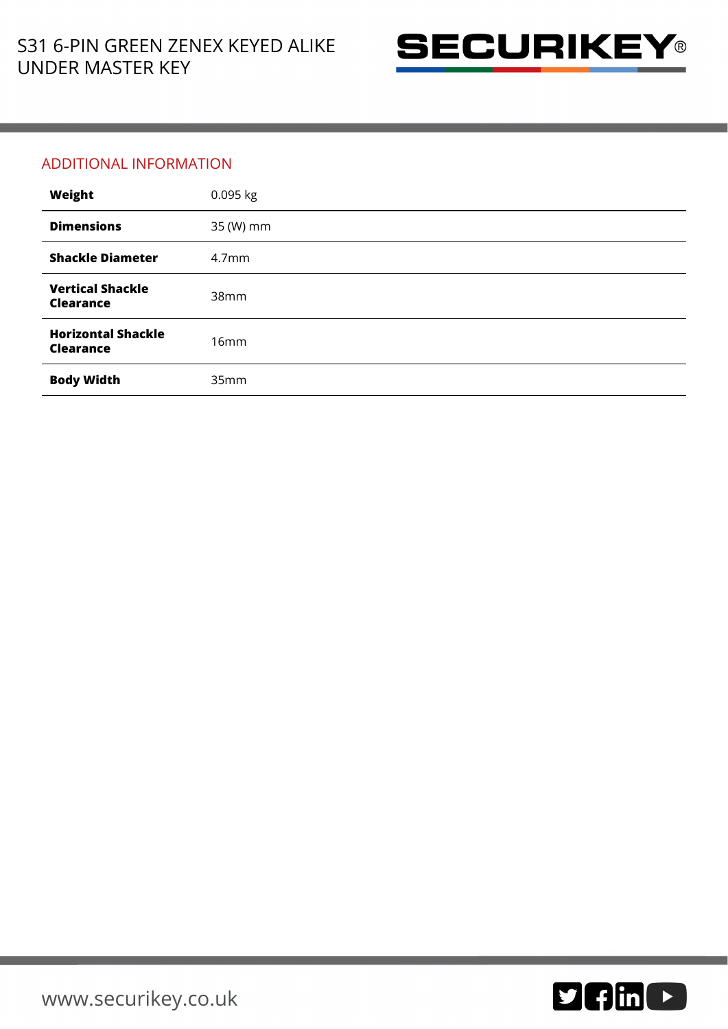# S31 6-PIN GREEN ZENEX KEYED ALIKE UNDER MASTER KEY

## ADDITIONAL INFORMATION

| | |
|---|---|
| **Weight** | 0.095 kg |
| **Dimensions** | 35 (W) mm |
| **Shackle Diameter** | 4.7mm |
| **Vertical Shackle Clearance** | 38mm |
| **Horizontal Shackle Clearance** | 16mm |
| **Body Width** | 35mm |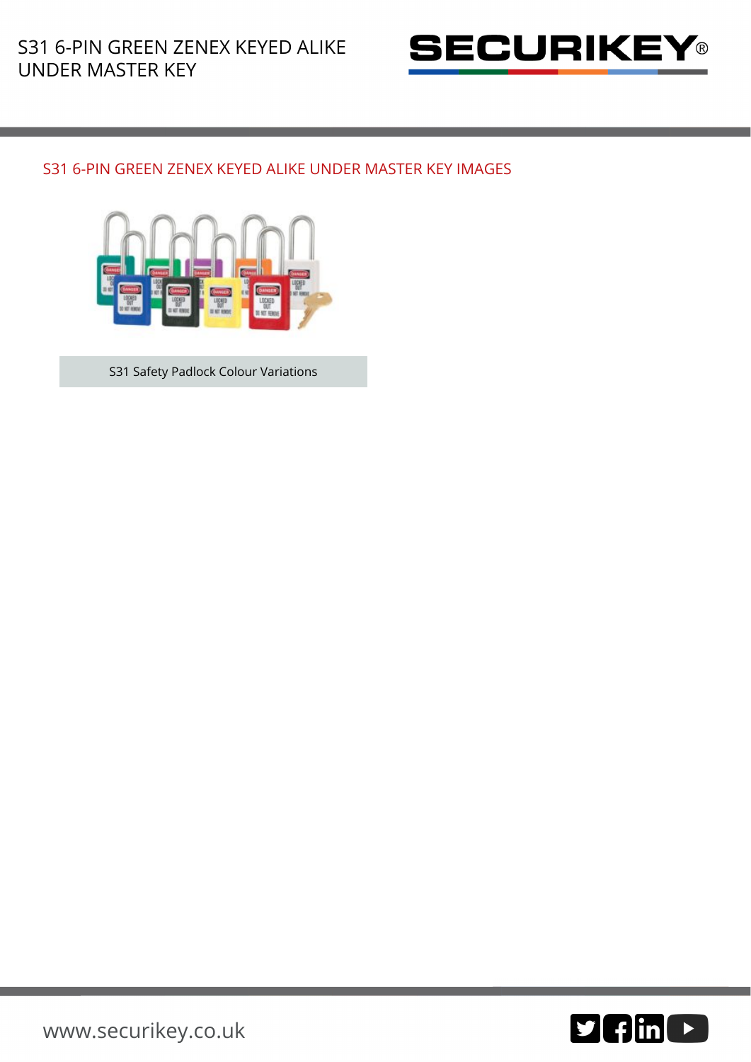## S31 6-PIN GREEN ZENEX KEYED ALIKE UNDER MASTER KEY IMAGES

S31 Safety Padlock Colour Variations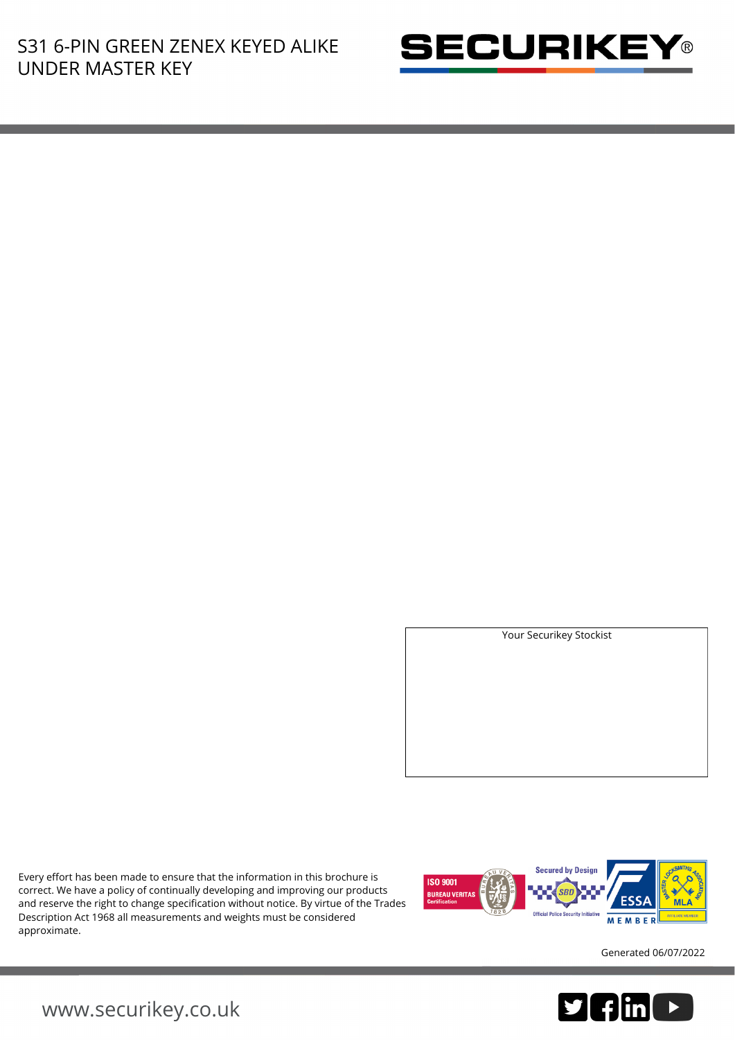# S31 6-PIN GREEN ZENEX KEYED ALIKE UNDER MASTER KEY

Your Securikey Stockist

Every effort has been made to ensure that the information in this brochure is correct. We have a policy of continually developing and improving our products and reserve the right to change specification without notice. By virtue of the Trades Description Act 1968 all measurements and weights must be considered approximate.

Generated 06/07/2022

www.securikey.co.uk